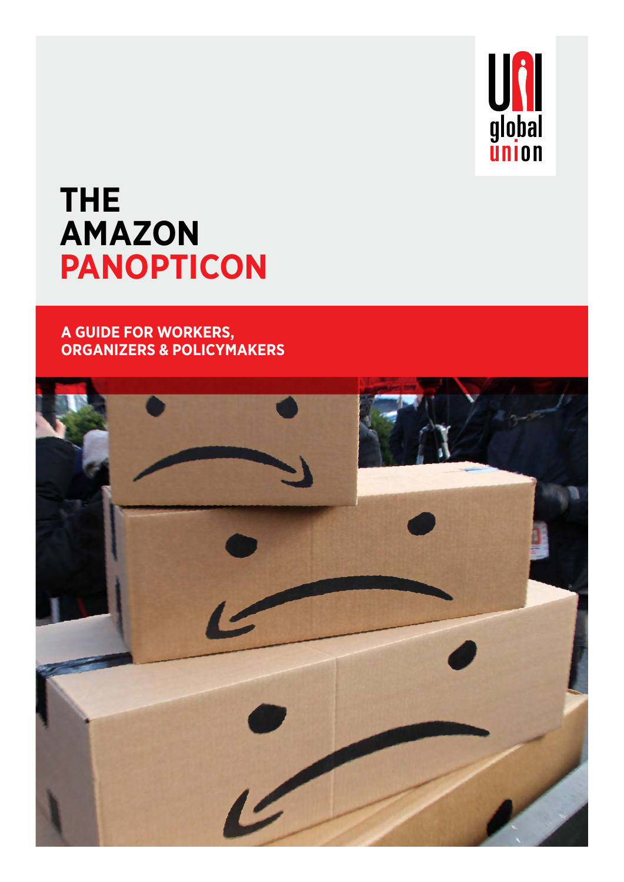UNI global union

# THE AMAZON PANOPTICON

## A GUIDE FOR WORKERS, ORGANIZERS & POLICYMAKERS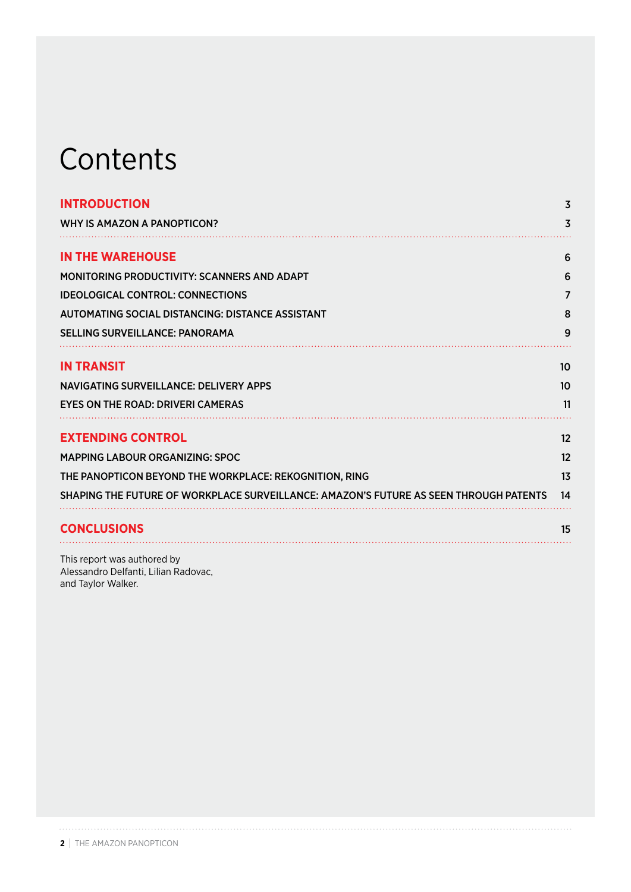# Contents

| | |
|---|---|
| **INTRODUCTION** | 3 |
| WHY IS AMAZON A PANOPTICON? | 3 |
| **IN THE WAREHOUSE** | 6 |
| MONITORING PRODUCTIVITY: SCANNERS AND ADAPT | 6 |
| IDEOLOGICAL CONTROL: CONNECTIONS | 7 |
| AUTOMATING SOCIAL DISTANCING: DISTANCE ASSISTANT | 8 |
| SELLING SURVEILLANCE: PANORAMA | 9 |
| **IN TRANSIT** | 10 |
| NAVIGATING SURVEILLANCE: DELIVERY APPS | 10 |
| EYES ON THE ROAD: DRIVERI CAMERAS | 11 |
| **EXTENDING CONTROL** | 12 |
| MAPPING LABOUR ORGANIZING: SPOC | 12 |
| THE PANOPTICON BEYOND THE WORKPLACE: REKOGNITION, RING | 13 |
| SHAPING THE FUTURE OF WORKPLACE SURVEILLANCE: AMAZON'S FUTURE AS SEEN THROUGH PATENTS | 14 |
| **CONCLUSIONS** | 15 |

This report was authored by Alessandro Delfanti, Lilian Radovac, and Taylor Walker.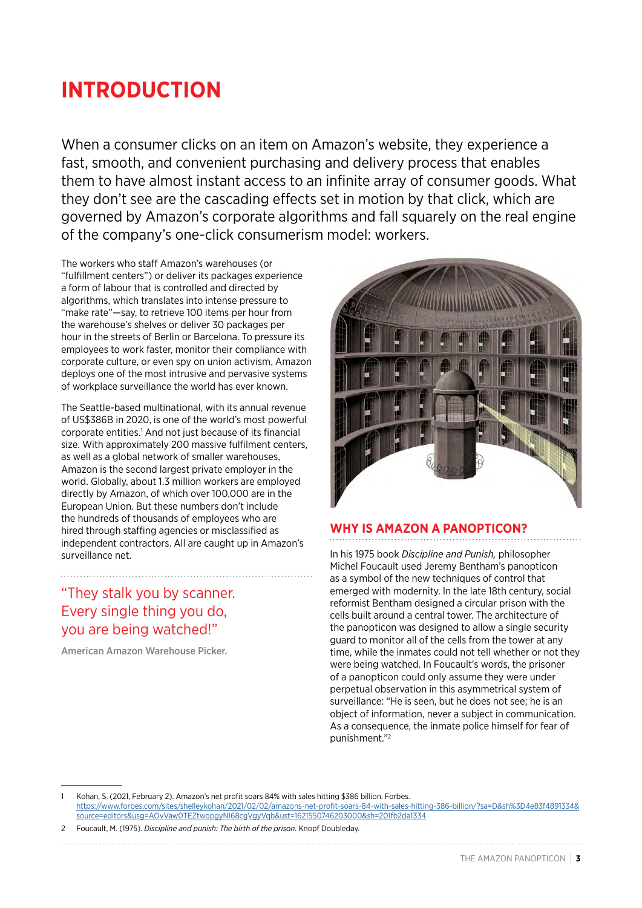# INTRODUCTION

When a consumer clicks on an item on Amazon's website, they experience a fast, smooth, and convenient purchasing and delivery process that enables them to have almost instant access to an infinite array of consumer goods. What they don't see are the cascading effects set in motion by that click, which are governed by Amazon's corporate algorithms and fall squarely on the real engine of the company's one-click consumerism model: workers.

The workers who staff Amazon's warehouses (or "fulfillment centers") or deliver its packages experience a form of labour that is controlled and directed by algorithms, which translates into intense pressure to "make rate"—say, to retrieve 100 items per hour from the warehouse's shelves or deliver 30 packages per hour in the streets of Berlin or Barcelona. To pressure its employees to work faster, monitor their compliance with corporate culture, or even spy on union activism, Amazon deploys one of the most intrusive and pervasive systems of workplace surveillance the world has ever known.

The Seattle-based multinational, with its annual revenue of US$386B in 2020, is one of the world's most powerful corporate entities.[1] And not just because of its financial size. With approximately 200 massive fulfilment centers, as well as a global network of smaller warehouses, Amazon is the second largest private employer in the world. Globally, about 1.3 million workers are employed directly by Amazon, of which over 100,000 are in the European Union. But these numbers don't include the hundreds of thousands of employees who are hired through staffing agencies or misclassified as independent contractors. All are caught up in Amazon's surveillance net.

> "They stalk you by scanner. Every single thing you do, you are being watched!"
>
> American Amazon Warehouse Picker.

## WHY IS AMAZON A PANOPTICON?

In his 1975 book *Discipline and Punish,* philosopher Michel Foucault used Jeremy Bentham's panopticon as a symbol of the new techniques of control that emerged with modernity. In the late 18th century, social reformist Bentham designed a circular prison with the cells built around a central tower. The architecture of the panopticon was designed to allow a single security guard to monitor all of the cells from the tower at any time, while the inmates could not tell whether or not they were being watched. In Foucault's words, the prisoner of a panopticon could only assume they were under perpetual observation in this asymmetrical system of surveillance: "He is seen, but he does not see; he is an object of information, never a subject in communication. As a consequence, the inmate police himself for fear of punishment."[2]

---

1 Kohan, S. (2021, February 2). Amazon's net profit soars 84% with sales hitting $386 billion. Forbes. https://www.forbes.com/sites/shelleykohan/2021/02/02/amazons-net-profit-soars-84-with-sales-hitting-386-billion/?sa=D&sh%3D4e83f4891334&source=editors&usg=AOvVaw0TEZtwopgyNI68cgVgyVqb&ust=1621550746203000&sh=201fb2da1334

2 Foucault, M. (1975). *Discipline and punish: The birth of the prison.* Knopf Doubleday.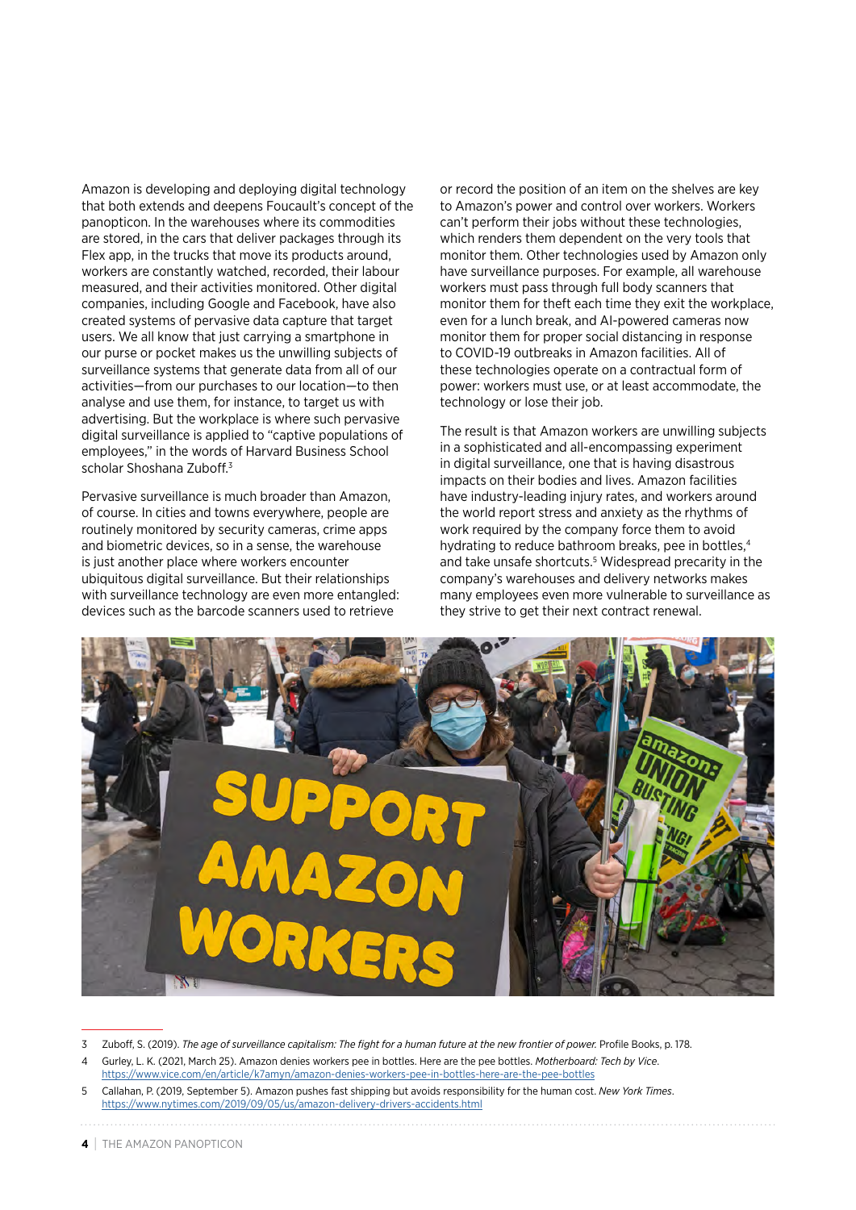Amazon is developing and deploying digital technology that both extends and deepens Foucault's concept of the panopticon. In the warehouses where its commodities are stored, in the cars that deliver packages through its Flex app, in the trucks that move its products around, workers are constantly watched, recorded, their labour measured, and their activities monitored. Other digital companies, including Google and Facebook, have also created systems of pervasive data capture that target users. We all know that just carrying a smartphone in our purse or pocket makes us the unwilling subjects of surveillance systems that generate data from all of our activities—from our purchases to our location—to then analyse and use them, for instance, to target us with advertising. But the workplace is where such pervasive digital surveillance is applied to "captive populations of employees," in the words of Harvard Business School scholar Shoshana Zuboff.[3]

Pervasive surveillance is much broader than Amazon, of course. In cities and towns everywhere, people are routinely monitored by security cameras, crime apps and biometric devices, so in a sense, the warehouse is just another place where workers encounter ubiquitous digital surveillance. But their relationships with surveillance technology are even more entangled: devices such as the barcode scanners used to retrieve or record the position of an item on the shelves are key to Amazon's power and control over workers. Workers can't perform their jobs without these technologies, which renders them dependent on the very tools that monitor them. Other technologies used by Amazon only have surveillance purposes. For example, all warehouse workers must pass through full body scanners that monitor them for theft each time they exit the workplace, even for a lunch break, and AI-powered cameras now monitor them for proper social distancing in response to COVID-19 outbreaks in Amazon facilities. All of these technologies operate on a contractual form of power: workers must use, or at least accommodate, the technology or lose their job.

The result is that Amazon workers are unwilling subjects in a sophisticated and all-encompassing experiment in digital surveillance, one that is having disastrous impacts on their bodies and lives. Amazon facilities have industry-leading injury rates, and workers around the world report stress and anxiety as the rhythms of work required by the company force them to avoid hydrating to reduce bathroom breaks, pee in bottles,[4] and take unsafe shortcuts.[5] Widespread precarity in the company's warehouses and delivery networks makes many employees even more vulnerable to surveillance as they strive to get their next contract renewal.

3 Zuboff, S. (2019). *The age of surveillance capitalism: The fight for a human future at the new frontier of power.* Profile Books, p. 178.

4 Gurley, L. K. (2021, March 25). Amazon denies workers pee in bottles. Here are the pee bottles. *Motherboard: Tech by Vice.* https://www.vice.com/en/article/k7amyn/amazon-denies-workers-pee-in-bottles-here-are-the-pee-bottles

5 Callahan, P. (2019, September 5). Amazon pushes fast shipping but avoids responsibility for the human cost. *New York Times.* https://www.nytimes.com/2019/09/05/us/amazon-delivery-drivers-accidents.html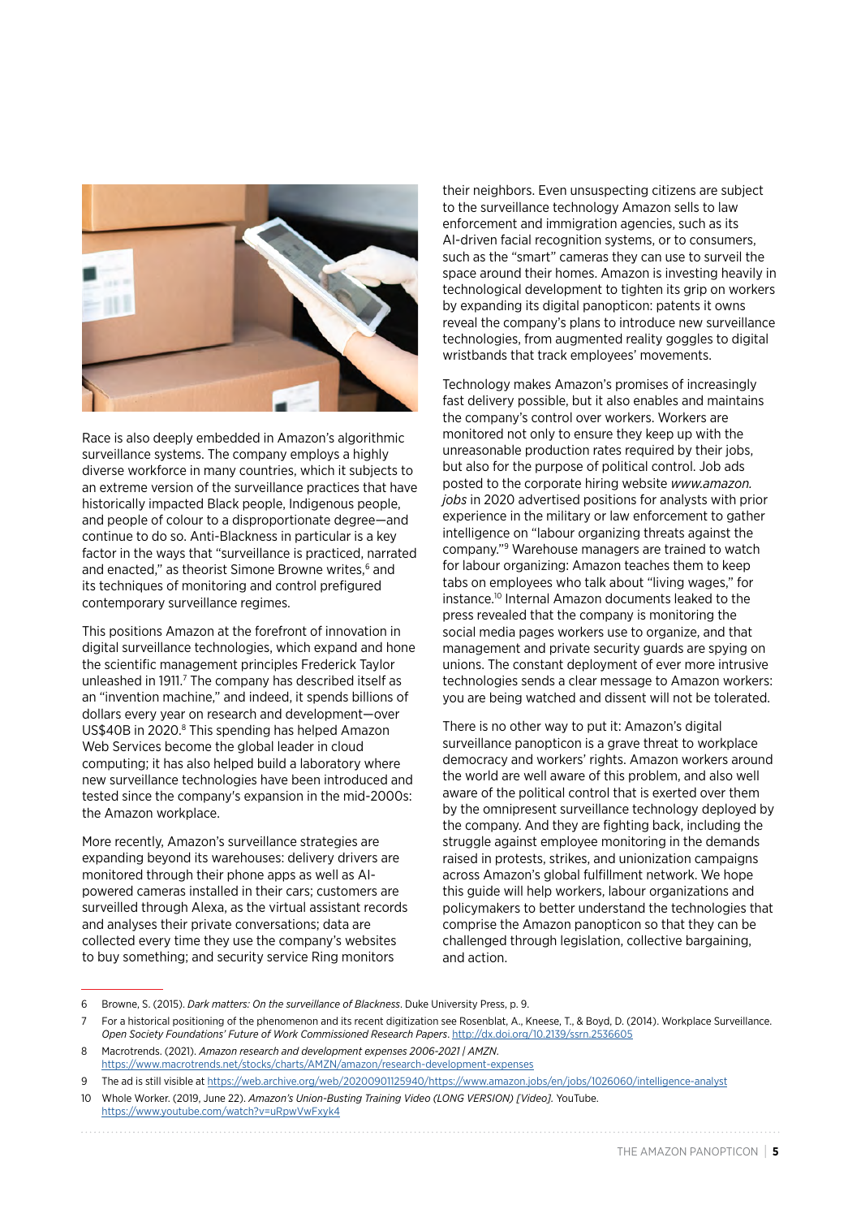Race is also deeply embedded in Amazon's algorithmic surveillance systems. The company employs a highly diverse workforce in many countries, which it subjects to an extreme version of the surveillance practices that have historically impacted Black people, Indigenous people, and people of colour to a disproportionate degree—and continue to do so. Anti-Blackness in particular is a key factor in the ways that "surveillance is practiced, narrated and enacted," as theorist Simone Browne writes,[6] and its techniques of monitoring and control prefigured contemporary surveillance regimes.

This positions Amazon at the forefront of innovation in digital surveillance technologies, which expand and hone the scientific management principles Frederick Taylor unleashed in 1911.[7] The company has described itself as an "invention machine," and indeed, it spends billions of dollars every year on research and development—over US$40B in 2020.[8] This spending has helped Amazon Web Services become the global leader in cloud computing; it has also helped build a laboratory where new surveillance technologies have been introduced and tested since the company's expansion in the mid-2000s: the Amazon workplace.

More recently, Amazon's surveillance strategies are expanding beyond its warehouses: delivery drivers are monitored through their phone apps as well as AI-powered cameras installed in their cars; customers are surveilled through Alexa, as the virtual assistant records and analyses their private conversations; data are collected every time they use the company's websites to buy something; and security service Ring monitors their neighbors. Even unsuspecting citizens are subject to the surveillance technology Amazon sells to law enforcement and immigration agencies, such as its AI-driven facial recognition systems, or to consumers, such as the "smart" cameras they can use to surveil the space around their homes. Amazon is investing heavily in technological development to tighten its grip on workers by expanding its digital panopticon: patents it owns reveal the company's plans to introduce new surveillance technologies, from augmented reality goggles to digital wristbands that track employees' movements.

Technology makes Amazon's promises of increasingly fast delivery possible, but it also enables and maintains the company's control over workers. Workers are monitored not only to ensure they keep up with the unreasonable production rates required by their jobs, but also for the purpose of political control. Job ads posted to the corporate hiring website *www.amazon.jobs* in 2020 advertised positions for analysts with prior experience in the military or law enforcement to gather intelligence on "labour organizing threats against the company."[9] Warehouse managers are trained to watch for labour organizing: Amazon teaches them to keep tabs on employees who talk about "living wages," for instance.[10] Internal Amazon documents leaked to the press revealed that the company is monitoring the social media pages workers use to organize, and that management and private security guards are spying on unions. The constant deployment of ever more intrusive technologies sends a clear message to Amazon workers: you are being watched and dissent will not be tolerated.

There is no other way to put it: Amazon's digital surveillance panopticon is a grave threat to workplace democracy and workers' rights. Amazon workers around the world are well aware of this problem, and also well aware of the political control that is exerted over them by the omnipresent surveillance technology deployed by the company. And they are fighting back, including the struggle against employee monitoring in the demands raised in protests, strikes, and unionization campaigns across Amazon's global fulfillment network. We hope this guide will help workers, labour organizations and policymakers to better understand the technologies that comprise the Amazon panopticon so that they can be challenged through legislation, collective bargaining, and action.

---

6 Browne, S. (2015). *Dark matters: On the surveillance of Blackness*. Duke University Press, p. 9.

7 For a historical positioning of the phenomenon and its recent digitization see Rosenblat, A., Kneese, T., & Boyd, D. (2014). Workplace Surveillance. *Open Society Foundations' Future of Work Commissioned Research Papers*. http://dx.doi.org/10.2139/ssrn.2536605

8 Macrotrends. (2021). *Amazon research and development expenses 2006-2021 | AMZN*. https://www.macrotrends.net/stocks/charts/AMZN/amazon/research-development-expenses

9 The ad is still visible at https://web.archive.org/web/20200901125940/https://www.amazon.jobs/en/jobs/1026060/intelligence-analyst

10 Whole Worker. (2019, June 22). *Amazon's Union-Busting Training Video (LONG VERSION) [Video]*. YouTube. https://www.youtube.com/watch?v=uRpwVwFxyk4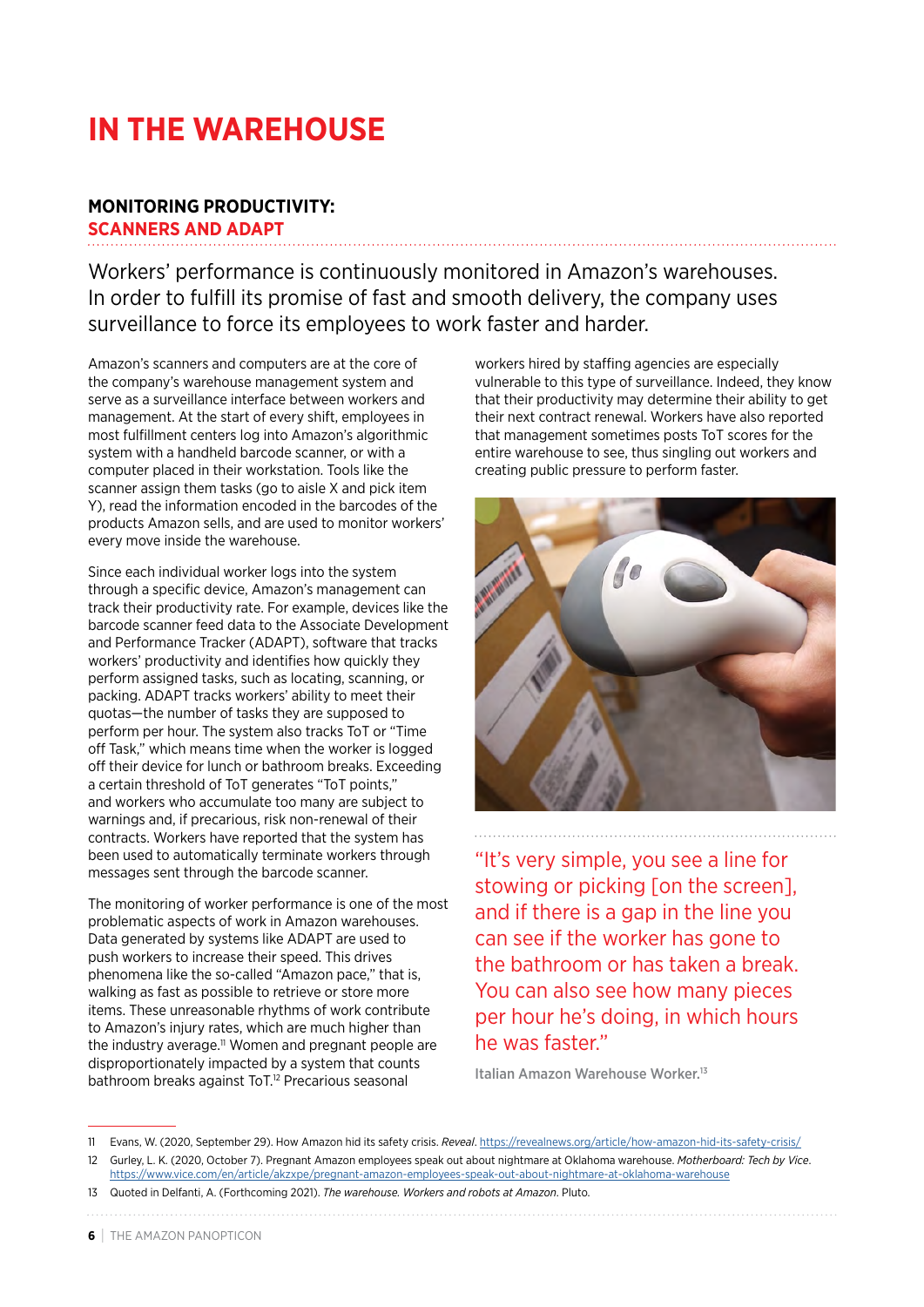# IN THE WAREHOUSE

## MONITORING PRODUCTIVITY: SCANNERS AND ADAPT

Workers' performance is continuously monitored in Amazon's warehouses. In order to fulfill its promise of fast and smooth delivery, the company uses surveillance to force its employees to work faster and harder.

Amazon's scanners and computers are at the core of the company's warehouse management system and serve as a surveillance interface between workers and management. At the start of every shift, employees in most fulfillment centers log into Amazon's algorithmic system with a handheld barcode scanner, or with a computer placed in their workstation. Tools like the scanner assign them tasks (go to aisle X and pick item Y), read the information encoded in the barcodes of the products Amazon sells, and are used to monitor workers' every move inside the warehouse.

Since each individual worker logs into the system through a specific device, Amazon's management can track their productivity rate. For example, devices like the barcode scanner feed data to the Associate Development and Performance Tracker (ADAPT), software that tracks workers' productivity and identifies how quickly they perform assigned tasks, such as locating, scanning, or packing. ADAPT tracks workers' ability to meet their quotas—the number of tasks they are supposed to perform per hour. The system also tracks ToT or "Time off Task," which means time when the worker is logged off their device for lunch or bathroom breaks. Exceeding a certain threshold of ToT generates "ToT points," and workers who accumulate too many are subject to warnings and, if precarious, risk non-renewal of their contracts. Workers have reported that the system has been used to automatically terminate workers through messages sent through the barcode scanner.

The monitoring of worker performance is one of the most problematic aspects of work in Amazon warehouses. Data generated by systems like ADAPT are used to push workers to increase their speed. This drives phenomena like the so-called "Amazon pace," that is, walking as fast as possible to retrieve or store more items. These unreasonable rhythms of work contribute to Amazon's injury rates, which are much higher than the industry average.[11] Women and pregnant people are disproportionately impacted by a system that counts bathroom breaks against ToT.[12] Precarious seasonal workers hired by staffing agencies are especially vulnerable to this type of surveillance. Indeed, they know that their productivity may determine their ability to get their next contract renewal. Workers have also reported that management sometimes posts ToT scores for the entire warehouse to see, thus singling out workers and creating public pressure to perform faster.

"It's very simple, you see a line for stowing or picking [on the screen], and if there is a gap in the line you can see if the worker has gone to the bathroom or has taken a break. You can also see how many pieces per hour he's doing, in which hours he was faster."

Italian Amazon Warehouse Worker.[13]

---

11 Evans, W. (2020, September 29). How Amazon hid its safety crisis. *Reveal*. https://revealnews.org/article/how-amazon-hid-its-safety-crisis/

12 Gurley, L. K. (2020, October 7). Pregnant Amazon employees speak out about nightmare at Oklahoma warehouse. *Motherboard: Tech by Vice*. https://www.vice.com/en/article/akzxpe/pregnant-amazon-employees-speak-out-about-nightmare-at-oklahoma-warehouse

13 Quoted in Delfanti, A. (Forthcoming 2021). *The warehouse. Workers and robots at Amazon*. Pluto.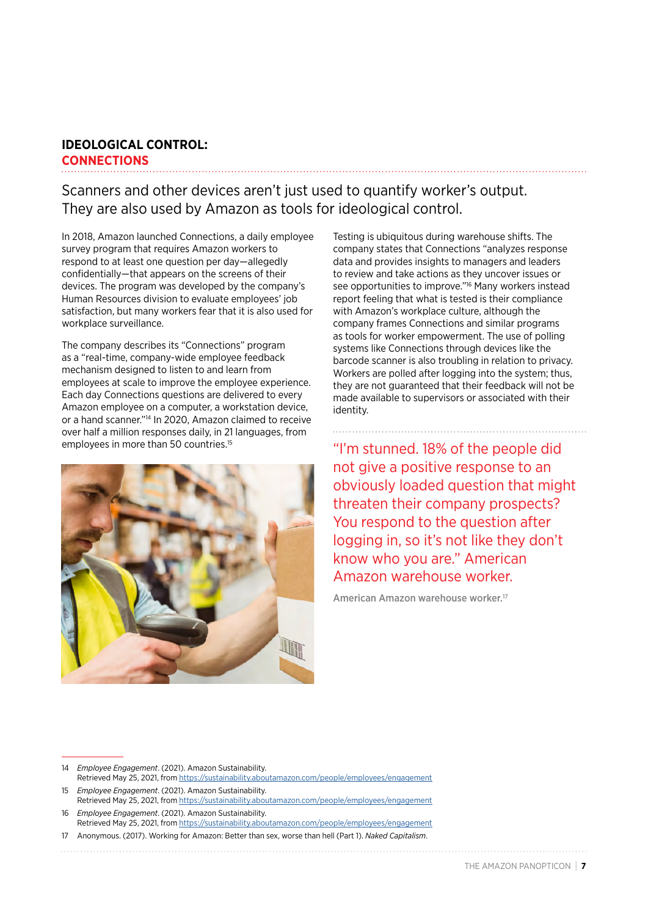## IDEOLOGICAL CONTROL: CONNECTIONS

Scanners and other devices aren't just used to quantify worker's output. They are also used by Amazon as tools for ideological control.

In 2018, Amazon launched Connections, a daily employee survey program that requires Amazon workers to respond to at least one question per day—allegedly confidentially—that appears on the screens of their devices. The program was developed by the company's Human Resources division to evaluate employees' job satisfaction, but many workers fear that it is also used for workplace surveillance.

The company describes its "Connections" program as a "real-time, company-wide employee feedback mechanism designed to listen to and learn from employees at scale to improve the employee experience. Each day Connections questions are delivered to every Amazon employee on a computer, a workstation device, or a hand scanner."[14] In 2020, Amazon claimed to receive over half a million responses daily, in 21 languages, from employees in more than 50 countries.[15]

Testing is ubiquitous during warehouse shifts. The company states that Connections "analyzes response data and provides insights to managers and leaders to review and take actions as they uncover issues or see opportunities to improve."[16] Many workers instead report feeling that what is tested is their compliance with Amazon's workplace culture, although the company frames Connections and similar programs as tools for worker empowerment. The use of polling systems like Connections through devices like the barcode scanner is also troubling in relation to privacy. Workers are polled after logging into the system; thus, they are not guaranteed that their feedback will not be made available to supervisors or associated with their identity.

> "I'm stunned. 18% of the people did not give a positive response to an obviously loaded question that might threaten their company prospects? You respond to the question after logging in, so it's not like they don't know who you are." American Amazon warehouse worker.

American Amazon warehouse worker.[17]

---

14 *Employee Engagement*. (2021). Amazon Sustainability. Retrieved May 25, 2021, from https://sustainability.aboutamazon.com/people/employees/engagement

15 *Employee Engagement*. (2021). Amazon Sustainability. Retrieved May 25, 2021, from https://sustainability.aboutamazon.com/people/employees/engagement

16 *Employee Engagement*. (2021). Amazon Sustainability. Retrieved May 25, 2021, from https://sustainability.aboutamazon.com/people/employees/engagement

17 Anonymous. (2017). Working for Amazon: Better than sex, worse than hell (Part 1). *Naked Capitalism*.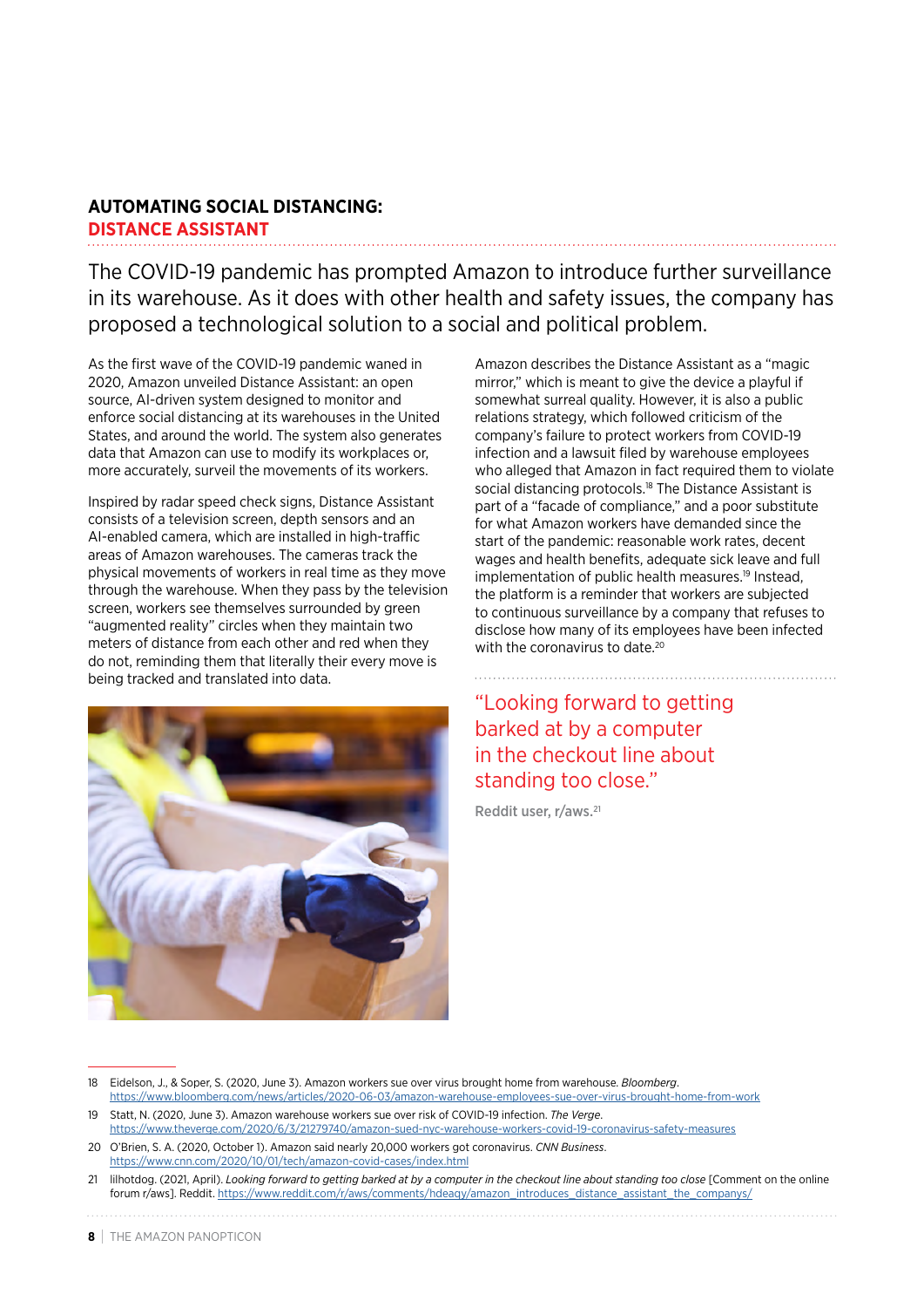## AUTOMATING SOCIAL DISTANCING: DISTANCE ASSISTANT

The COVID-19 pandemic has prompted Amazon to introduce further surveillance in its warehouse. As it does with other health and safety issues, the company has proposed a technological solution to a social and political problem.

As the first wave of the COVID-19 pandemic waned in 2020, Amazon unveiled Distance Assistant: an open source, AI-driven system designed to monitor and enforce social distancing at its warehouses in the United States, and around the world. The system also generates data that Amazon can use to modify its workplaces or, more accurately, surveil the movements of its workers.

Inspired by radar speed check signs, Distance Assistant consists of a television screen, depth sensors and an AI-enabled camera, which are installed in high-traffic areas of Amazon warehouses. The cameras track the physical movements of workers in real time as they move through the warehouse. When they pass by the television screen, workers see themselves surrounded by green "augmented reality" circles when they maintain two meters of distance from each other and red when they do not, reminding them that literally their every move is being tracked and translated into data.

Amazon describes the Distance Assistant as a "magic mirror," which is meant to give the device a playful if somewhat surreal quality. However, it is also a public relations strategy, which followed criticism of the company's failure to protect workers from COVID-19 infection and a lawsuit filed by warehouse employees who alleged that Amazon in fact required them to violate social distancing protocols.[18] The Distance Assistant is part of a "facade of compliance," and a poor substitute for what Amazon workers have demanded since the start of the pandemic: reasonable work rates, decent wages and health benefits, adequate sick leave and full implementation of public health measures.[19] Instead, the platform is a reminder that workers are subjected to continuous surveillance by a company that refuses to disclose how many of its employees have been infected with the coronavirus to date.[20]

> "Looking forward to getting barked at by a computer in the checkout line about standing too close."
>
> Reddit user, r/aws.[21]

---

18 Eidelson, J., & Soper, S. (2020, June 3). Amazon workers sue over virus brought home from warehouse. *Bloomberg*. https://www.bloomberg.com/news/articles/2020-06-03/amazon-warehouse-employees-sue-over-virus-brought-home-from-work

19 Statt, N. (2020, June 3). Amazon warehouse workers sue over risk of COVID-19 infection. *The Verge*. https://www.theverge.com/2020/6/3/21279740/amazon-sued-nyc-warehouse-workers-covid-19-coronavirus-safety-measures

20 O'Brien, S. A. (2020, October 1). Amazon said nearly 20,000 workers got coronavirus. *CNN Business*. https://www.cnn.com/2020/10/01/tech/amazon-covid-cases/index.html

21 lilhotdog. (2021, April). *Looking forward to getting barked at by a computer in the checkout line about standing too close* [Comment on the online forum r/aws]. Reddit. https://www.reddit.com/r/aws/comments/hdeagy/amazon_introduces_distance_assistant_the_companys/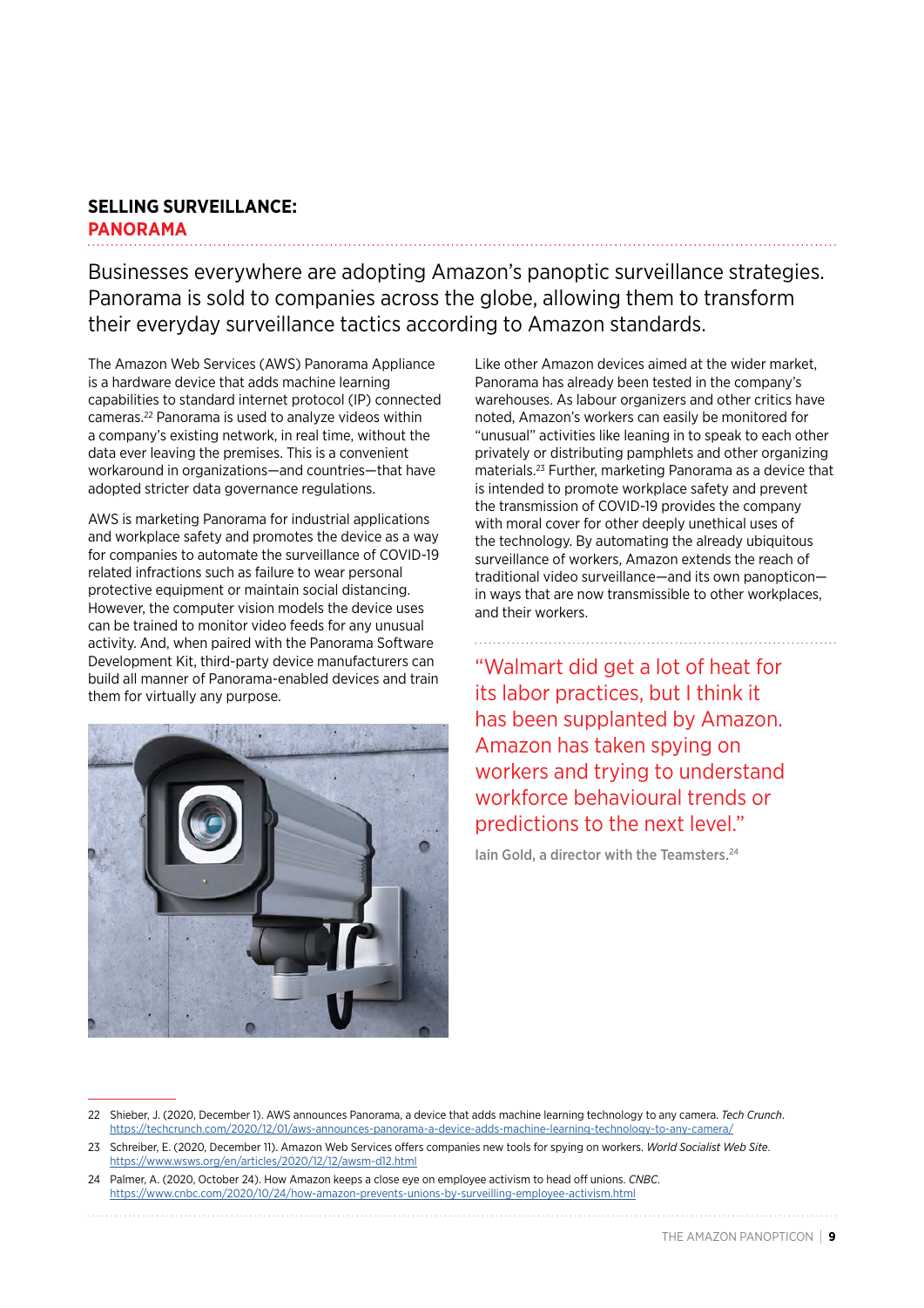## SELLING SURVEILLANCE: PANORAMA

Businesses everywhere are adopting Amazon's panoptic surveillance strategies. Panorama is sold to companies across the globe, allowing them to transform their everyday surveillance tactics according to Amazon standards.

The Amazon Web Services (AWS) Panorama Appliance is a hardware device that adds machine learning capabilities to standard internet protocol (IP) connected cameras.[22] Panorama is used to analyze videos within a company's existing network, in real time, without the data ever leaving the premises. This is a convenient workaround in organizations—and countries—that have adopted stricter data governance regulations.

AWS is marketing Panorama for industrial applications and workplace safety and promotes the device as a way for companies to automate the surveillance of COVID-19 related infractions such as failure to wear personal protective equipment or maintain social distancing. However, the computer vision models the device uses can be trained to monitor video feeds for any unusual activity. And, when paired with the Panorama Software Development Kit, third-party device manufacturers can build all manner of Panorama-enabled devices and train them for virtually any purpose.

Like other Amazon devices aimed at the wider market, Panorama has already been tested in the company's warehouses. As labour organizers and other critics have noted, Amazon's workers can easily be monitored for "unusual" activities like leaning in to speak to each other privately or distributing pamphlets and other organizing materials.[23] Further, marketing Panorama as a device that is intended to promote workplace safety and prevent the transmission of COVID-19 provides the company with moral cover for other deeply unethical uses of the technology. By automating the already ubiquitous surveillance of workers, Amazon extends the reach of traditional video surveillance—and its own panopticon—in ways that are now transmissible to other workplaces, and their workers.

"Walmart did get a lot of heat for its labor practices, but I think it has been supplanted by Amazon. Amazon has taken spying on workers and trying to understand workforce behavioural trends or predictions to the next level."

Iain Gold, a director with the Teamsters.[24]

---

22 Shieber, J. (2020, December 1). AWS announces Panorama, a device that adds machine learning technology to any camera. *Tech Crunch*. https://techcrunch.com/2020/12/01/aws-announces-panorama-a-device-adds-machine-learning-technology-to-any-camera/

23 Schreiber, E. (2020, December 11). Amazon Web Services offers companies new tools for spying on workers. *World Socialist Web Site*. https://www.wsws.org/en/articles/2020/12/12/awsm-d12.html

24 Palmer, A. (2020, October 24). How Amazon keeps a close eye on employee activism to head off unions. *CNBC*. https://www.cnbc.com/2020/10/24/how-amazon-prevents-unions-by-surveilling-employee-activism.html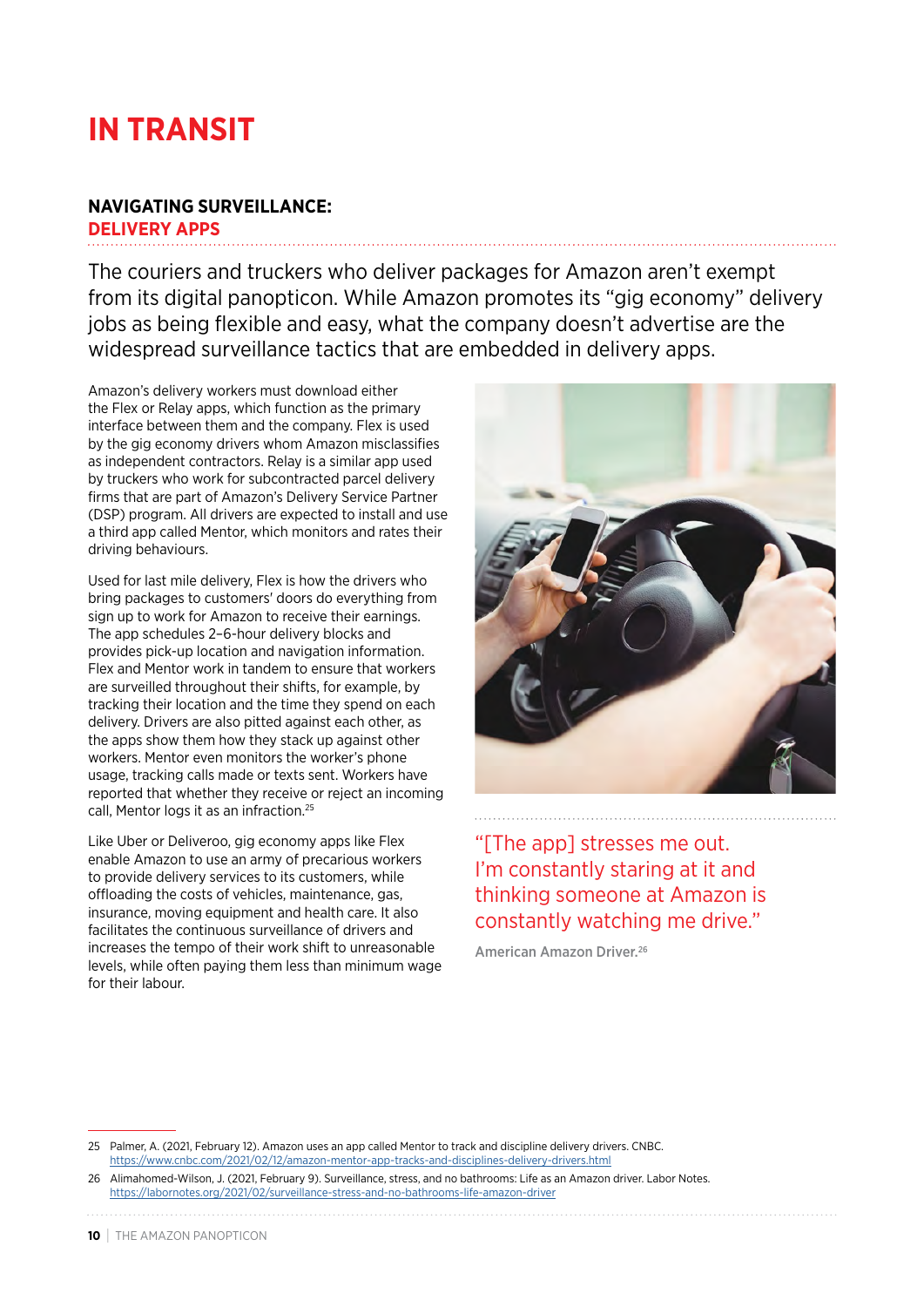# IN TRANSIT

## NAVIGATING SURVEILLANCE: DELIVERY APPS

The couriers and truckers who deliver packages for Amazon aren't exempt from its digital panopticon. While Amazon promotes its "gig economy" delivery jobs as being flexible and easy, what the company doesn't advertise are the widespread surveillance tactics that are embedded in delivery apps.

Amazon's delivery workers must download either the Flex or Relay apps, which function as the primary interface between them and the company. Flex is used by the gig economy drivers whom Amazon misclassifies as independent contractors. Relay is a similar app used by truckers who work for subcontracted parcel delivery firms that are part of Amazon's Delivery Service Partner (DSP) program. All drivers are expected to install and use a third app called Mentor, which monitors and rates their driving behaviours.

Used for last mile delivery, Flex is how the drivers who bring packages to customers' doors do everything from sign up to work for Amazon to receive their earnings. The app schedules 2–6-hour delivery blocks and provides pick-up location and navigation information. Flex and Mentor work in tandem to ensure that workers are surveilled throughout their shifts, for example, by tracking their location and the time they spend on each delivery. Drivers are also pitted against each other, as the apps show them how they stack up against other workers. Mentor even monitors the worker's phone usage, tracking calls made or texts sent. Workers have reported that whether they receive or reject an incoming call, Mentor logs it as an infraction.[25]

Like Uber or Deliveroo, gig economy apps like Flex enable Amazon to use an army of precarious workers to provide delivery services to its customers, while offloading the costs of vehicles, maintenance, gas, insurance, moving equipment and health care. It also facilitates the continuous surveillance of drivers and increases the tempo of their work shift to unreasonable levels, while often paying them less than minimum wage for their labour.

"[The app] stresses me out. I'm constantly staring at it and thinking someone at Amazon is constantly watching me drive."

American Amazon Driver.[26]

---

25 Palmer, A. (2021, February 12). Amazon uses an app called Mentor to track and discipline delivery drivers. CNBC. https://www.cnbc.com/2021/02/12/amazon-mentor-app-tracks-and-disciplines-delivery-drivers.html

26 Alimahomed-Wilson, J. (2021, February 9). Surveillance, stress, and no bathrooms: Life as an Amazon driver. Labor Notes. https://labornotes.org/2021/02/surveillance-stress-and-no-bathrooms-life-amazon-driver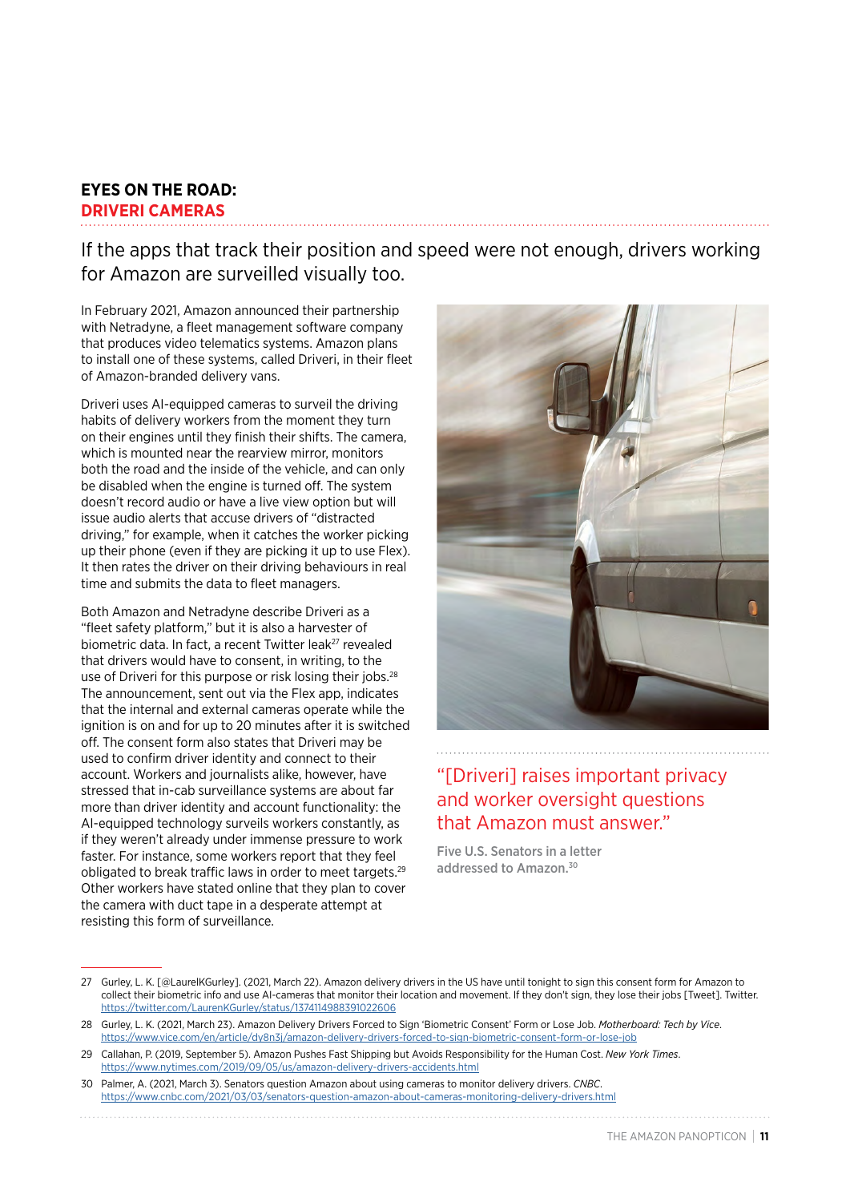## EYES ON THE ROAD: DRIVERI CAMERAS

If the apps that track their position and speed were not enough, drivers working for Amazon are surveilled visually too.

In February 2021, Amazon announced their partnership with Netradyne, a fleet management software company that produces video telematics systems. Amazon plans to install one of these systems, called Driveri, in their fleet of Amazon-branded delivery vans.

Driveri uses AI-equipped cameras to surveil the driving habits of delivery workers from the moment they turn on their engines until they finish their shifts. The camera, which is mounted near the rearview mirror, monitors both the road and the inside of the vehicle, and can only be disabled when the engine is turned off. The system doesn't record audio or have a live view option but will issue audio alerts that accuse drivers of "distracted driving," for example, when it catches the worker picking up their phone (even if they are picking it up to use Flex). It then rates the driver on their driving behaviours in real time and submits the data to fleet managers.

Both Amazon and Netradyne describe Driveri as a "fleet safety platform," but it is also a harvester of biometric data. In fact, a recent Twitter leak[27] revealed that drivers would have to consent, in writing, to the use of Driveri for this purpose or risk losing their jobs.[28] The announcement, sent out via the Flex app, indicates that the internal and external cameras operate while the ignition is on and for up to 20 minutes after it is switched off. The consent form also states that Driveri may be used to confirm driver identity and connect to their account. Workers and journalists alike, however, have stressed that in-cab surveillance systems are about far more than driver identity and account functionality: the AI-equipped technology surveils workers constantly, as if they weren't already under immense pressure to work faster. For instance, some workers report that they feel obligated to break traffic laws in order to meet targets.[29] Other workers have stated online that they plan to cover the camera with duct tape in a desperate attempt at resisting this form of surveillance.

> "[Driveri] raises important privacy and worker oversight questions that Amazon must answer."
>
> **Five U.S. Senators in a letter addressed to Amazon.**[30]

---

27 Gurley, L. K. [@LaurelKGurley]. (2021, March 22). Amazon delivery drivers in the US have until tonight to sign this consent form for Amazon to collect their biometric info and use AI-cameras that monitor their location and movement. If they don't sign, they lose their jobs [Tweet]. Twitter. https://twitter.com/LaurenKGurley/status/1374114988391022606

28 Gurley, L. K. (2021, March 23). Amazon Delivery Drivers Forced to Sign 'Biometric Consent' Form or Lose Job. *Motherboard: Tech by Vice*. https://www.vice.com/en/article/dy8n3j/amazon-delivery-drivers-forced-to-sign-biometric-consent-form-or-lose-job

29 Callahan, P. (2019, September 5). Amazon Pushes Fast Shipping but Avoids Responsibility for the Human Cost. *New York Times*. https://www.nytimes.com/2019/09/05/us/amazon-delivery-drivers-accidents.html

30 Palmer, A. (2021, March 3). Senators question Amazon about using cameras to monitor delivery drivers. *CNBC*. https://www.cnbc.com/2021/03/03/senators-question-amazon-about-cameras-monitoring-delivery-drivers.html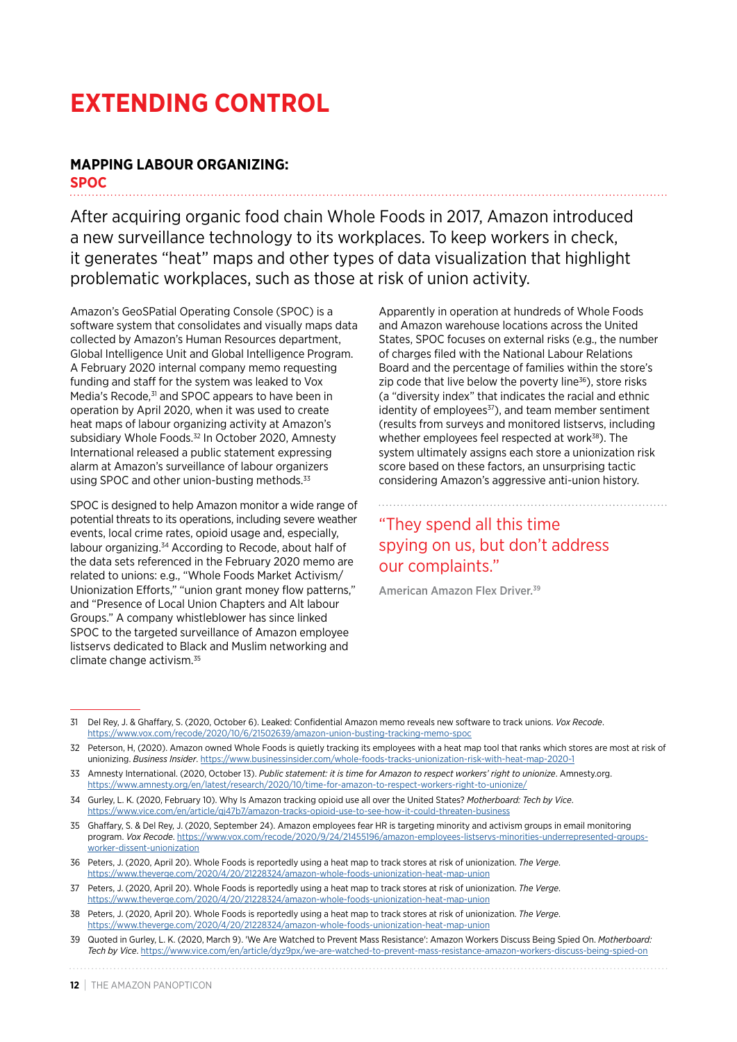# EXTENDING CONTROL

## MAPPING LABOUR ORGANIZING: SPOC

After acquiring organic food chain Whole Foods in 2017, Amazon introduced a new surveillance technology to its workplaces. To keep workers in check, it generates "heat" maps and other types of data visualization that highlight problematic workplaces, such as those at risk of union activity.

Amazon's GeoSPatial Operating Console (SPOC) is a software system that consolidates and visually maps data collected by Amazon's Human Resources department, Global Intelligence Unit and Global Intelligence Program. A February 2020 internal company memo requesting funding and staff for the system was leaked to Vox Media's Recode,[31] and SPOC appears to have been in operation by April 2020, when it was used to create heat maps of labour organizing activity at Amazon's subsidiary Whole Foods.[32] In October 2020, Amnesty International released a public statement expressing alarm at Amazon's surveillance of labour organizers using SPOC and other union-busting methods.[33]

SPOC is designed to help Amazon monitor a wide range of potential threats to its operations, including severe weather events, local crime rates, opioid usage and, especially, labour organizing.[34] According to Recode, about half of the data sets referenced in the February 2020 memo are related to unions: e.g., "Whole Foods Market Activism/ Unionization Efforts," "union grant money flow patterns," and "Presence of Local Union Chapters and Alt labour Groups." A company whistleblower has since linked SPOC to the targeted surveillance of Amazon employee listservs dedicated to Black and Muslim networking and climate change activism.[35]

Apparently in operation at hundreds of Whole Foods and Amazon warehouse locations across the United States, SPOC focuses on external risks (e.g., the number of charges filed with the National Labour Relations Board and the percentage of families within the store's zip code that live below the poverty line[36]), store risks (a "diversity index" that indicates the racial and ethnic identity of employees[37]), and team member sentiment (results from surveys and monitored listservs, including whether employees feel respected at work[38]). The system ultimately assigns each store a unionization risk score based on these factors, an unsurprising tactic considering Amazon's aggressive anti-union history.

> "They spend all this time spying on us, but don't address our complaints."
>
> American Amazon Flex Driver.[39]

---

31 Del Rey, J. & Ghaffary, S. (2020, October 6). Leaked: Confidential Amazon memo reveals new software to track unions. *Vox Recode*. https://www.vox.com/recode/2020/10/6/21502639/amazon-union-busting-tracking-memo-spoc

32 Peterson, H, (2020). Amazon owned Whole Foods is quietly tracking its employees with a heat map tool that ranks which stores are most at risk of unionizing. *Business Insider*. https://www.businessinsider.com/whole-foods-tracks-unionization-risk-with-heat-map-2020-1

33 Amnesty International. (2020, October 13). *Public statement: it is time for Amazon to respect workers' right to unionize*. Amnesty.org. https://www.amnesty.org/en/latest/research/2020/10/time-for-amazon-to-respect-workers-right-to-unionize/

34 Gurley, L. K. (2020, February 10). Why Is Amazon tracking opioid use all over the United States? *Motherboard: Tech by Vice*. https://www.vice.com/en/article/qj47b7/amazon-tracks-opioid-use-to-see-how-it-could-threaten-business

35 Ghaffary, S. & Del Rey, J. (2020, September 24). Amazon employees fear HR is targeting minority and activism groups in email monitoring program. *Vox Recode*. https://www.vox.com/recode/2020/9/24/21455196/amazon-employees-listservs-minorities-underrepresented-groups-worker-dissent-unionization

36 Peters, J. (2020, April 20). Whole Foods is reportedly using a heat map to track stores at risk of unionization. *The Verge*. https://www.theverge.com/2020/4/20/21228324/amazon-whole-foods-unionization-heat-map-union

37 Peters, J. (2020, April 20). Whole Foods is reportedly using a heat map to track stores at risk of unionization. *The Verge*. https://www.theverge.com/2020/4/20/21228324/amazon-whole-foods-unionization-heat-map-union

38 Peters, J. (2020, April 20). Whole Foods is reportedly using a heat map to track stores at risk of unionization. *The Verge*. https://www.theverge.com/2020/4/20/21228324/amazon-whole-foods-unionization-heat-map-union

39 Quoted in Gurley, L. K. (2020, March 9). 'We Are Watched to Prevent Mass Resistance': Amazon Workers Discuss Being Spied On. *Motherboard: Tech by Vice*. https://www.vice.com/en/article/dyz9px/we-are-watched-to-prevent-mass-resistance-amazon-workers-discuss-being-spied-on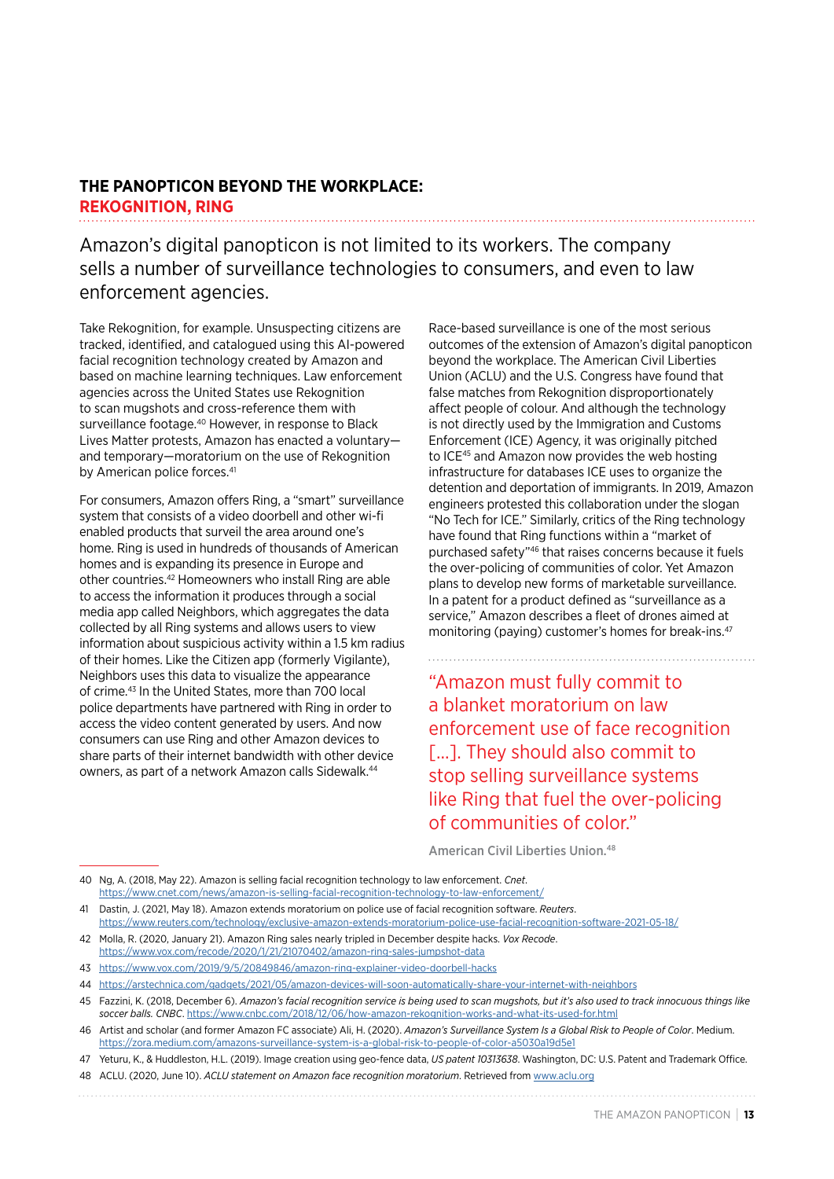## THE PANOPTICON BEYOND THE WORKPLACE: REKOGNITION, RING

Amazon's digital panopticon is not limited to its workers. The company sells a number of surveillance technologies to consumers, and even to law enforcement agencies.

Take Rekognition, for example. Unsuspecting citizens are tracked, identified, and catalogued using this AI-powered facial recognition technology created by Amazon and based on machine learning techniques. Law enforcement agencies across the United States use Rekognition to scan mugshots and cross-reference them with surveillance footage.[40] However, in response to Black Lives Matter protests, Amazon has enacted a voluntary—and temporary—moratorium on the use of Rekognition by American police forces.[41]

For consumers, Amazon offers Ring, a "smart" surveillance system that consists of a video doorbell and other wi-fi enabled products that surveil the area around one's home. Ring is used in hundreds of thousands of American homes and is expanding its presence in Europe and other countries.[42] Homeowners who install Ring are able to access the information it produces through a social media app called Neighbors, which aggregates the data collected by all Ring systems and allows users to view information about suspicious activity within a 1.5 km radius of their homes. Like the Citizen app (formerly Vigilante), Neighbors uses this data to visualize the appearance of crime.[43] In the United States, more than 700 local police departments have partnered with Ring in order to access the video content generated by users. And now consumers can use Ring and other Amazon devices to share parts of their internet bandwidth with other device owners, as part of a network Amazon calls Sidewalk.[44]

Race-based surveillance is one of the most serious outcomes of the extension of Amazon's digital panopticon beyond the workplace. The American Civil Liberties Union (ACLU) and the U.S. Congress have found that false matches from Rekognition disproportionately affect people of colour. And although the technology is not directly used by the Immigration and Customs Enforcement (ICE) Agency, it was originally pitched to ICE[45] and Amazon now provides the web hosting infrastructure for databases ICE uses to organize the detention and deportation of immigrants. In 2019, Amazon engineers protested this collaboration under the slogan "No Tech for ICE." Similarly, critics of the Ring technology have found that Ring functions within a "market of purchased safety"[46] that raises concerns because it fuels the over-policing of communities of color. Yet Amazon plans to develop new forms of marketable surveillance. In a patent for a product defined as "surveillance as a service," Amazon describes a fleet of drones aimed at monitoring (paying) customer's homes for break-ins.[47]

> "Amazon must fully commit to a blanket moratorium on law enforcement use of face recognition [...]. They should also commit to stop selling surveillance systems like Ring that fuel the over-policing of communities of color."
>
> American Civil Liberties Union.[48]

---

40 Ng, A. (2018, May 22). Amazon is selling facial recognition technology to law enforcement. *Cnet*. https://www.cnet.com/news/amazon-is-selling-facial-recognition-technology-to-law-enforcement/

41 Dastin, J. (2021, May 18). Amazon extends moratorium on police use of facial recognition software. *Reuters*. https://www.reuters.com/technology/exclusive-amazon-extends-moratorium-police-use-facial-recognition-software-2021-05-18/

42 Molla, R. (2020, January 21). Amazon Ring sales nearly tripled in December despite hacks. *Vox Recode*. https://www.vox.com/recode/2020/1/21/21070402/amazon-ring-sales-jumpshot-data

43 https://www.vox.com/2019/9/5/20849846/amazon-ring-explainer-video-doorbell-hacks

44 https://arstechnica.com/gadgets/2021/05/amazon-devices-will-soon-automatically-share-your-internet-with-neighbors

45 Fazzini, K. (2018, December 6). *Amazon's facial recognition service is being used to scan mugshots, but it's also used to track innocuous things like soccer balls. CNBC*. https://www.cnbc.com/2018/12/06/how-amazon-rekognition-works-and-what-its-used-for.html

46 Artist and scholar (and former Amazon FC associate) Ali, H. (2020). *Amazon's Surveillance System Is a Global Risk to People of Color*. Medium. https://zora.medium.com/amazons-surveillance-system-is-a-global-risk-to-people-of-color-a5030a19d5e1

47 Yeturu, K., & Huddleston, H.L. (2019). Image creation using geo-fence data, *US patent 10313638*. Washington, DC: U.S. Patent and Trademark Office.

48 ACLU. (2020, June 10). *ACLU statement on Amazon face recognition moratorium*. Retrieved from www.aclu.org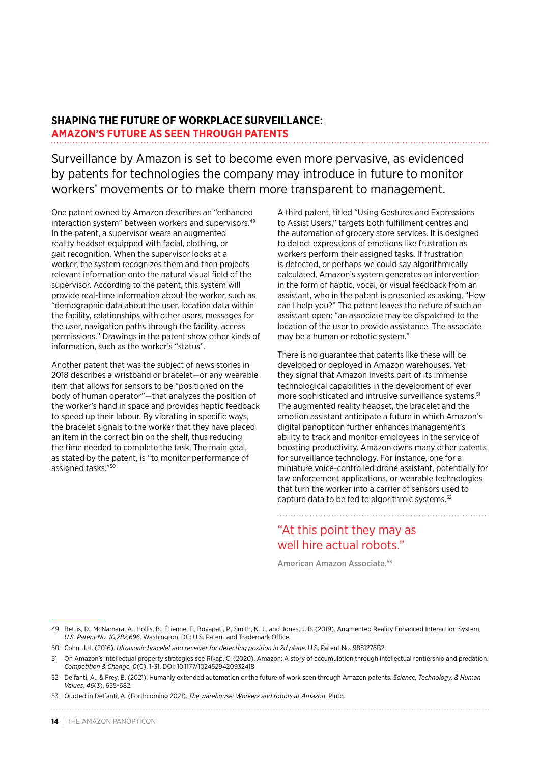## SHAPING THE FUTURE OF WORKPLACE SURVEILLANCE: AMAZON'S FUTURE AS SEEN THROUGH PATENTS

Surveillance by Amazon is set to become even more pervasive, as evidenced by patents for technologies the company may introduce in future to monitor workers' movements or to make them more transparent to management.

One patent owned by Amazon describes an "enhanced interaction system" between workers and supervisors.[49] In the patent, a supervisor wears an augmented reality headset equipped with facial, clothing, or gait recognition. When the supervisor looks at a worker, the system recognizes them and then projects relevant information onto the natural visual field of the supervisor. According to the patent, this system will provide real-time information about the worker, such as "demographic data about the user, location data within the facility, relationships with other users, messages for the user, navigation paths through the facility, access permissions." Drawings in the patent show other kinds of information, such as the worker's "status".

Another patent that was the subject of news stories in 2018 describes a wristband or bracelet—or any wearable item that allows for sensors to be "positioned on the body of human operator"—that analyzes the position of the worker's hand in space and provides haptic feedback to speed up their labour. By vibrating in specific ways, the bracelet signals to the worker that they have placed an item in the correct bin on the shelf, thus reducing the time needed to complete the task. The main goal, as stated by the patent, is "to monitor performance of assigned tasks."[50]

A third patent, titled "Using Gestures and Expressions to Assist Users," targets both fulfillment centres and the automation of grocery store services. It is designed to detect expressions of emotions like frustration as workers perform their assigned tasks. If frustration is detected, or perhaps we could say algorithmically calculated, Amazon's system generates an intervention in the form of haptic, vocal, or visual feedback from an assistant, who in the patent is presented as asking, "How can I help you?" The patent leaves the nature of such an assistant open: "an associate may be dispatched to the location of the user to provide assistance. The associate may be a human or robotic system."

There is no guarantee that patents like these will be developed or deployed in Amazon warehouses. Yet they signal that Amazon invests part of its immense technological capabilities in the development of ever more sophisticated and intrusive surveillance systems.[51] The augmented reality headset, the bracelet and the emotion assistant anticipate a future in which Amazon's digital panopticon further enhances management's ability to track and monitor employees in the service of boosting productivity. Amazon owns many other patents for surveillance technology. For instance, one for a miniature voice-controlled drone assistant, potentially for law enforcement applications, or wearable technologies that turn the worker into a carrier of sensors used to capture data to be fed to algorithmic systems.[52]

> "At this point they may as well hire actual robots."
>
> American Amazon Associate.[53]

---

49 Bettis, D., McNamara, A., Hollis, B., Étienne, F., Boyapati, P., Smith, K. J., and Jones, J. B. (2019). Augmented Reality Enhanced Interaction System, *U.S. Patent No. 10,282,696*. Washington, DC: U.S. Patent and Trademark Office.

50 Cohn, J.H. (2016). *Ultrasonic bracelet and receiver for detecting position in 2d plane*. U.S. Patent No. 9881276B2.

51 On Amazon's intellectual property strategies see Rikap, C. (2020). Amazon: A story of accumulation through intellectual rentiership and predation. *Competition & Change, 0*(0), 1-31. DOI: 10.1177/1024529420932418

52 Delfanti, A., & Frey, B. (2021). Humanly extended automation or the future of work seen through Amazon patents. *Science, Technology, & Human Values, 46*(3), 655-682.

53 Quoted in Delfanti, A. (Forthcoming 2021). *The warehouse: Workers and robots at Amazon*. Pluto.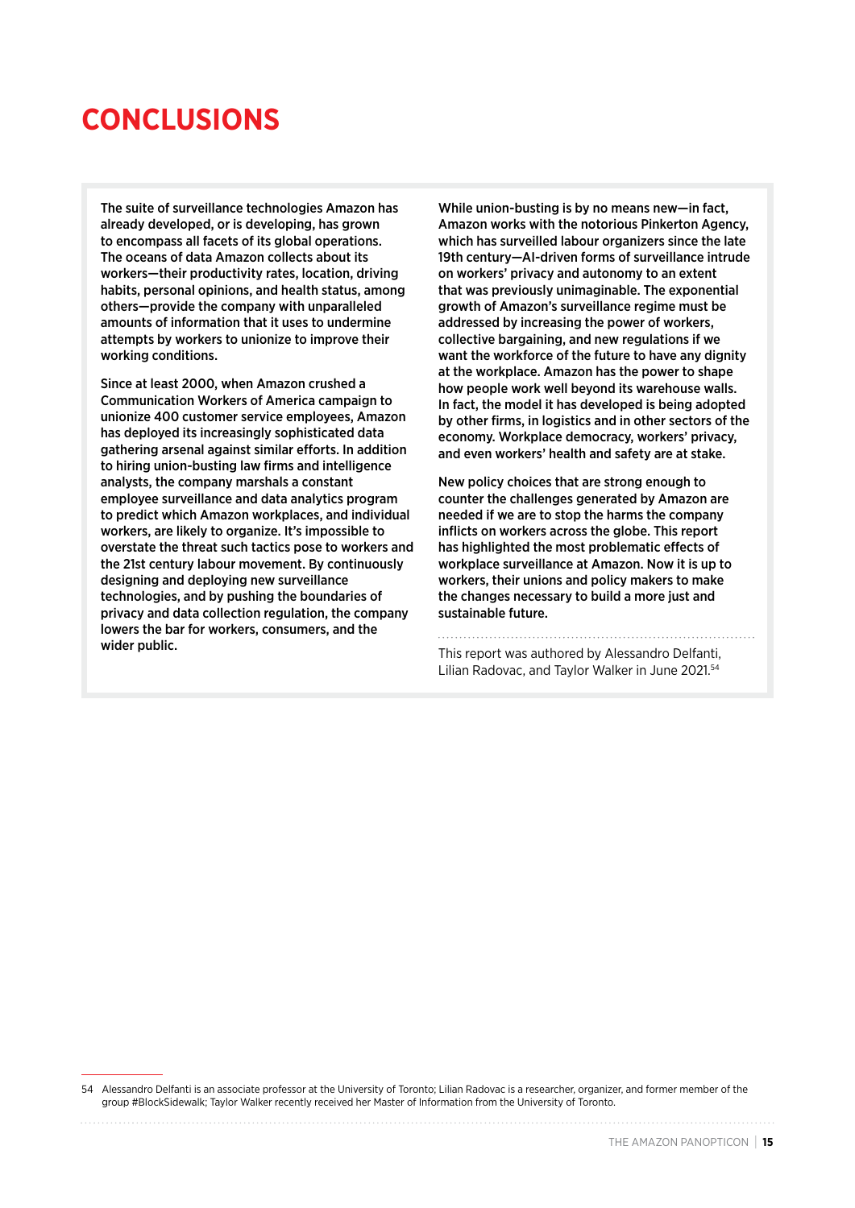# CONCLUSIONS

**The suite of surveillance technologies Amazon has already developed, or is developing, has grown to encompass all facets of its global operations. The oceans of data Amazon collects about its workers—their productivity rates, location, driving habits, personal opinions, and health status, among others—provide the company with unparalleled amounts of information that it uses to undermine attempts by workers to unionize to improve their working conditions.**

**Since at least 2000, when Amazon crushed a Communication Workers of America campaign to unionize 400 customer service employees, Amazon has deployed its increasingly sophisticated data gathering arsenal against similar efforts. In addition to hiring union-busting law firms and intelligence analysts, the company marshals a constant employee surveillance and data analytics program to predict which Amazon workplaces, and individual workers, are likely to organize. It's impossible to overstate the threat such tactics pose to workers and the 21st century labour movement. By continuously designing and deploying new surveillance technologies, and by pushing the boundaries of privacy and data collection regulation, the company lowers the bar for workers, consumers, and the wider public.**

**While union-busting is by no means new—in fact, Amazon works with the notorious Pinkerton Agency, which has surveilled labour organizers since the late 19th century—AI-driven forms of surveillance intrude on workers' privacy and autonomy to an extent that was previously unimaginable. The exponential growth of Amazon's surveillance regime must be addressed by increasing the power of workers, collective bargaining, and new regulations if we want the workforce of the future to have any dignity at the workplace. Amazon has the power to shape how people work well beyond its warehouse walls. In fact, the model it has developed is being adopted by other firms, in logistics and in other sectors of the economy. Workplace democracy, workers' privacy, and even workers' health and safety are at stake.**

**New policy choices that are strong enough to counter the challenges generated by Amazon are needed if we are to stop the harms the company inflicts on workers across the globe. This report has highlighted the most problematic effects of workplace surveillance at Amazon. Now it is up to workers, their unions and policy makers to make the changes necessary to build a more just and sustainable future.**

This report was authored by Alessandro Delfanti, Lilian Radovac, and Taylor Walker in June 2021.[54]

---

54 Alessandro Delfanti is an associate professor at the University of Toronto; Lilian Radovac is a researcher, organizer, and former member of the group #BlockSidewalk; Taylor Walker recently received her Master of Information from the University of Toronto.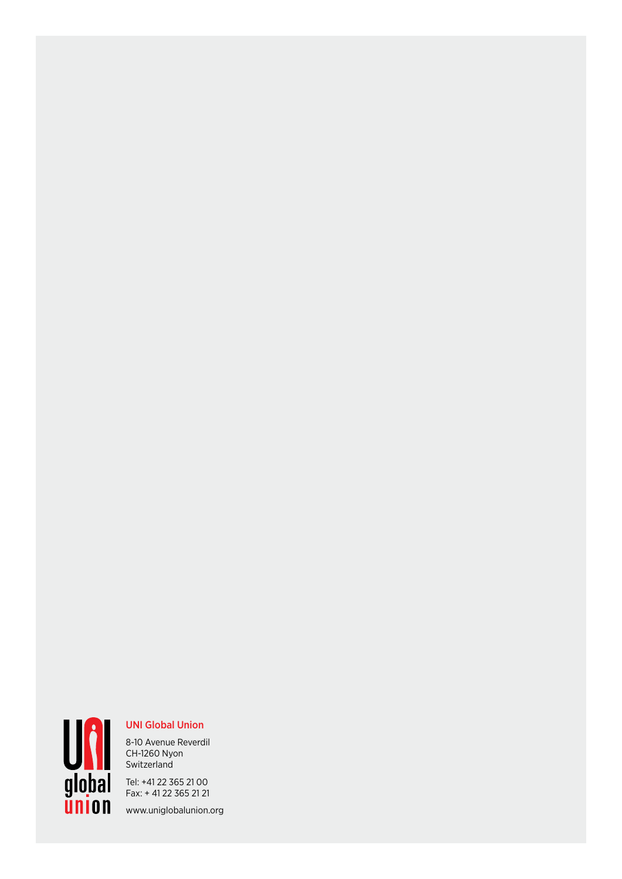**UNI Global Union**

8-10 Avenue Reverdil
CH-1260 Nyon
Switzerland

Tel: +41 22 365 21 00
Fax: + 41 22 365 21 21

www.uniglobalunion.org